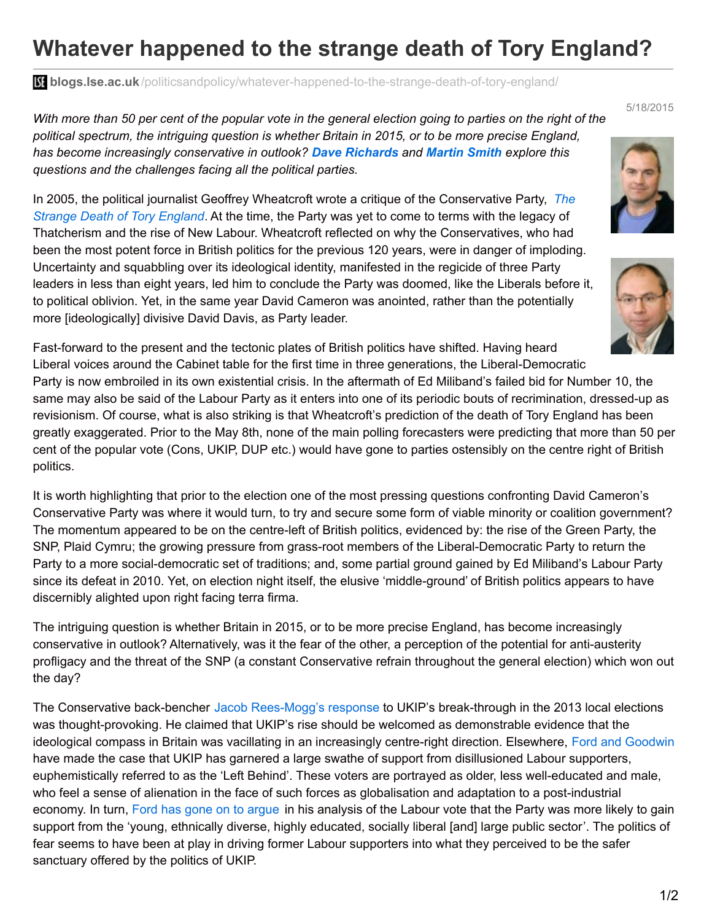# Whatever happened to the strange death of Tory England?

blogs.lse.ac.uk/politicsandpolicy/whatever-happened-to-the-strange-death-of-tory-england/

5/18/2015

*With more than 50 per cent of the popular vote in the general election going to parties on the right of the political spectrum, the intriguing question is whether Britain in 2015, or to be more precise England, has become increasingly conservative in outlook? **Dave Richards** and **Martin Smith** explore this questions and the challenges facing all the political parties.*

In 2005, the political journalist Geoffrey Wheatcroft wrote a critique of the Conservative Party, *The Strange Death of Tory England*. At the time, the Party was yet to come to terms with the legacy of Thatcherism and the rise of New Labour. Wheatcroft reflected on why the Conservatives, who had been the most potent force in British politics for the previous 120 years, were in danger of imploding. Uncertainty and squabbling over its ideological identity, manifested in the regicide of three Party leaders in less than eight years, led him to conclude the Party was doomed, like the Liberals before it, to political oblivion. Yet, in the same year David Cameron was anointed, rather than the potentially more [ideologically] divisive David Davis, as Party leader.

Fast-forward to the present and the tectonic plates of British politics have shifted. Having heard Liberal voices around the Cabinet table for the first time in three generations, the Liberal-Democratic Party is now embroiled in its own existential crisis. In the aftermath of Ed Miliband's failed bid for Number 10, the same may also be said of the Labour Party as it enters into one of its periodic bouts of recrimination, dressed-up as revisionism. Of course, what is also striking is that Wheatcroft's prediction of the death of Tory England has been greatly exaggerated. Prior to the May 8th, none of the main polling forecasters were predicting that more than 50 per cent of the popular vote (Cons, UKIP, DUP etc.) would have gone to parties ostensibly on the centre right of British politics.

It is worth highlighting that prior to the election one of the most pressing questions confronting David Cameron's Conservative Party was where it would turn, to try and secure some form of viable minority or coalition government? The momentum appeared to be on the centre-left of British politics, evidenced by: the rise of the Green Party, the SNP, Plaid Cymru; the growing pressure from grass-root members of the Liberal-Democratic Party to return the Party to a more social-democratic set of traditions; and, some partial ground gained by Ed Miliband's Labour Party since its defeat in 2010. Yet, on election night itself, the elusive 'middle-ground' of British politics appears to have discernibly alighted upon right facing terra firma.

The intriguing question is whether Britain in 2015, or to be more precise England, has become increasingly conservative in outlook? Alternatively, was it the fear of the other, a perception of the potential for anti-austerity profligacy and the threat of the SNP (a constant Conservative refrain throughout the general election) which won out the day?

The Conservative back-bencher Jacob Rees-Mogg's response to UKIP's break-through in the 2013 local elections was thought-provoking. He claimed that UKIP's rise should be welcomed as demonstrable evidence that the ideological compass in Britain was vacillating in an increasingly centre-right direction. Elsewhere, Ford and Goodwin have made the case that UKIP has garnered a large swathe of support from disillusioned Labour supporters, euphemistically referred to as the 'Left Behind'. These voters are portrayed as older, less well-educated and male, who feel a sense of alienation in the face of such forces as globalisation and adaptation to a post-industrial economy. In turn, Ford has gone on to argue in his analysis of the Labour vote that the Party was more likely to gain support from the 'young, ethnically diverse, highly educated, socially liberal [and] large public sector'. The politics of fear seems to have been at play in driving former Labour supporters into what they perceived to be the safer sanctuary offered by the politics of UKIP.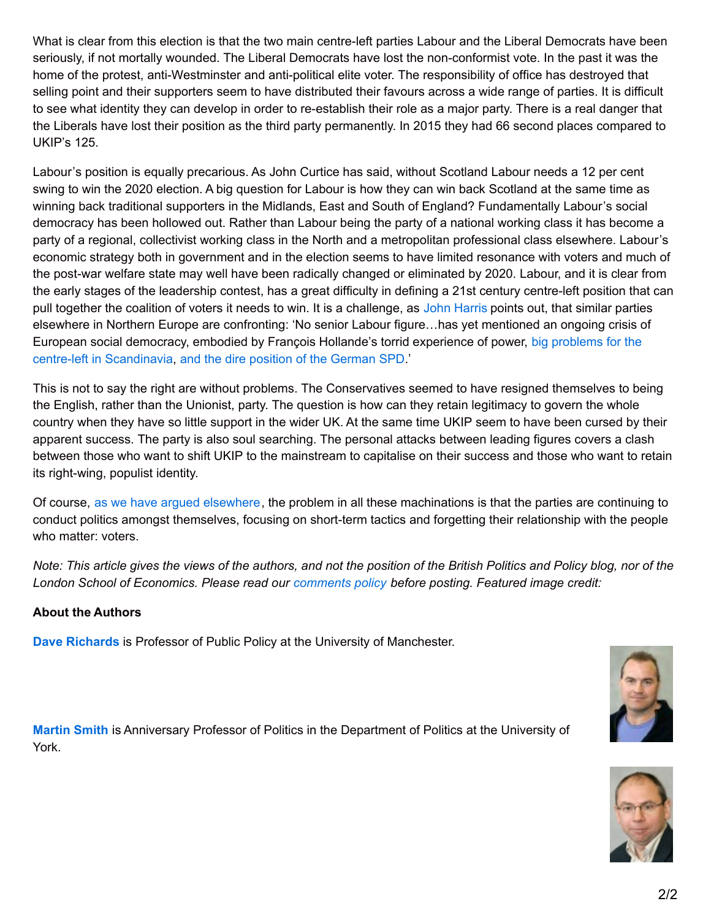What is clear from this election is that the two main centre-left parties Labour and the Liberal Democrats have been seriously, if not mortally wounded. The Liberal Democrats have lost the non-conformist vote. In the past it was the home of the protest, anti-Westminster and anti-political elite voter. The responsibility of office has destroyed that selling point and their supporters seem to have distributed their favours across a wide range of parties. It is difficult to see what identity they can develop in order to re-establish their role as a major party. There is a real danger that the Liberals have lost their position as the third party permanently. In 2015 they had 66 second places compared to UKIP's 125.

Labour's position is equally precarious. As John Curtice has said, without Scotland Labour needs a 12 per cent swing to win the 2020 election. A big question for Labour is how they can win back Scotland at the same time as winning back traditional supporters in the Midlands, East and South of England? Fundamentally Labour's social democracy has been hollowed out. Rather than Labour being the party of a national working class it has become a party of a regional, collectivist working class in the North and a metropolitan professional class elsewhere. Labour's economic strategy both in government and in the election seems to have limited resonance with voters and much of the post-war welfare state may well have been radically changed or eliminated by 2020. Labour, and it is clear from the early stages of the leadership contest, has a great difficulty in defining a 21st century centre-left position that can pull together the coalition of voters it needs to win. It is a challenge, as John Harris points out, that similar parties elsewhere in Northern Europe are confronting: 'No senior Labour figure…has yet mentioned an ongoing crisis of European social democracy, embodied by François Hollande's torrid experience of power, big problems for the centre-left in Scandinavia, and the dire position of the German SPD.'

This is not to say the right are without problems. The Conservatives seemed to have resigned themselves to being the English, rather than the Unionist, party. The question is how can they retain legitimacy to govern the whole country when they have so little support in the wider UK. At the same time UKIP seem to have been cursed by their apparent success. The party is also soul searching. The personal attacks between leading figures covers a clash between those who want to shift UKIP to the mainstream to capitalise on their success and those who want to retain its right-wing, populist identity.

Of course, as we have argued elsewhere, the problem in all these machinations is that the parties are continuing to conduct politics amongst themselves, focusing on short-term tactics and forgetting their relationship with the people who matter: voters.

*Note: This article gives the views of the authors, and not the position of the British Politics and Policy blog, nor of the London School of Economics. Please read our comments policy before posting. Featured image credit:*

**About the Authors**

**Dave Richards** is Professor of Public Policy at the University of Manchester.

**Martin Smith** is Anniversary Professor of Politics in the Department of Politics at the University of York.